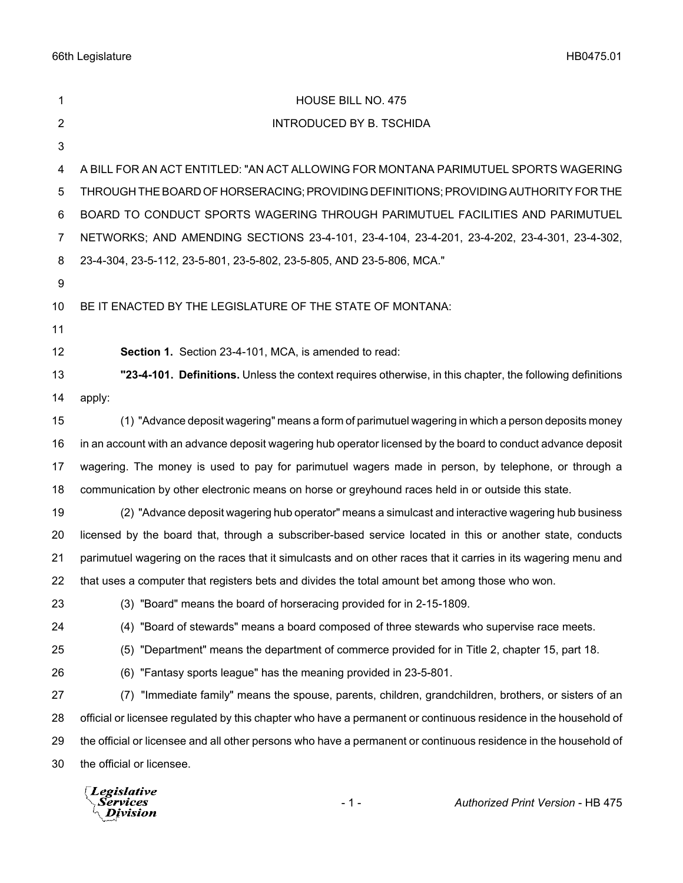HOUSE BILL NO. 475

INTRODUCED BY B. TSCHIDA

A BILL FOR AN ACT ENTITLED: "AN ACT ALLOWING FOR MONTANA PARIMUTUEL SPORTS WAGERING THROUGH THE BOARD OF HORSERACING; PROVIDING DEFINITIONS; PROVIDING AUTHORITY FOR THE BOARD TO CONDUCT SPORTS WAGERING THROUGH PARIMUTUEL FACILITIES AND PARIMUTUEL NETWORKS; AND AMENDING SECTIONS 23-4-101, 23-4-104, 23-4-201, 23-4-202, 23-4-301, 23-4-302, 23-4-304, 23-5-112, 23-5-801, 23-5-802, 23-5-805, AND 23-5-806, MCA."

BE IT ENACTED BY THE LEGISLATURE OF THE STATE OF MONTANA:

**Section 1.** Section 23-4-101, MCA, is amended to read:

**"23-4-101. Definitions.** Unless the context requires otherwise, in this chapter, the following definitions apply:

(1) "Advance deposit wagering" means a form of parimutuel wagering in which a person deposits money in an account with an advance deposit wagering hub operator licensed by the board to conduct advance deposit wagering. The money is used to pay for parimutuel wagers made in person, by telephone, or through a communication by other electronic means on horse or greyhound races held in or outside this state.

(2) "Advance deposit wagering hub operator" means a simulcast and interactive wagering hub business licensed by the board that, through a subscriber-based service located in this or another state, conducts parimutuel wagering on the races that it simulcasts and on other races that it carries in its wagering menu and that uses a computer that registers bets and divides the total amount bet among those who won.

(3) "Board" means the board of horseracing provided for in 2-15-1809.

(4) "Board of stewards" means a board composed of three stewards who supervise race meets.

(5) "Department" means the department of commerce provided for in Title 2, chapter 15, part 18.

(6) "Fantasy sports league" has the meaning provided in 23-5-801.

(7) "Immediate family" means the spouse, parents, children, grandchildren, brothers, or sisters of an official or licensee regulated by this chapter who have a permanent or continuous residence in the household of the official or licensee and all other persons who have a permanent or continuous residence in the household of the official or licensee.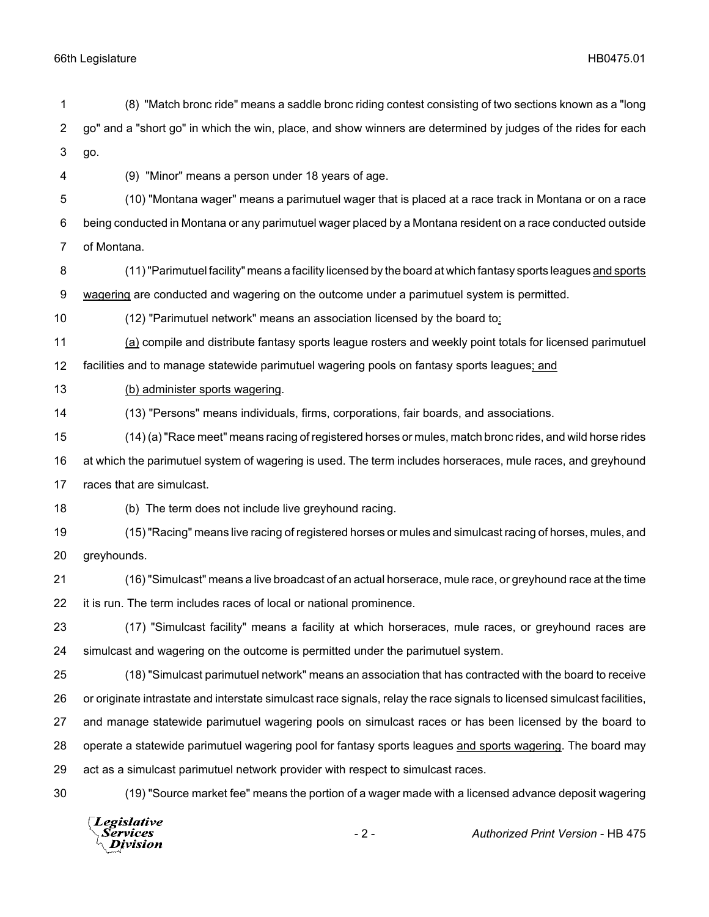(8) "Match bronc ride" means a saddle bronc riding contest consisting of two sections known as a "long go" and a "short go" in which the win, place, and show winners are determined by judges of the rides for each go.

(9) "Minor" means a person under 18 years of age.

(10) "Montana wager" means a parimutuel wager that is placed at a race track in Montana or on a race being conducted in Montana or any parimutuel wager placed by a Montana resident on a race conducted outside of Montana.

(11) "Parimutuel facility" means a facility licensed by the board at which fantasy sports leagues <u>and sports wagering</u> are conducted and wagering on the outcome under a parimutuel system is permitted.

(12) "Parimutuel network" means an association licensed by the board to<u>:</u>

<u>(a)</u> compile and distribute fantasy sports league rosters and weekly point totals for licensed parimutuel facilities and to manage statewide parimutuel wagering pools on fantasy sports leagues<u>; and</u>

<u>(b) administer sports wagering</u>.

(13) "Persons" means individuals, firms, corporations, fair boards, and associations.

(14) (a) "Race meet" means racing of registered horses or mules, match bronc rides, and wild horse rides at which the parimutuel system of wagering is used. The term includes horseraces, mule races, and greyhound races that are simulcast.

(b) The term does not include live greyhound racing.

(15) "Racing" means live racing of registered horses or mules and simulcast racing of horses, mules, and greyhounds.

(16) "Simulcast" means a live broadcast of an actual horserace, mule race, or greyhound race at the time it is run. The term includes races of local or national prominence.

(17) "Simulcast facility" means a facility at which horseraces, mule races, or greyhound races are simulcast and wagering on the outcome is permitted under the parimutuel system.

(18) "Simulcast parimutuel network" means an association that has contracted with the board to receive or originate intrastate and interstate simulcast race signals, relay the race signals to licensed simulcast facilities, and manage statewide parimutuel wagering pools on simulcast races or has been licensed by the board to operate a statewide parimutuel wagering pool for fantasy sports leagues <u>and sports wagering</u>. The board may act as a simulcast parimutuel network provider with respect to simulcast races.

(19) "Source market fee" means the portion of a wager made with a licensed advance deposit wagering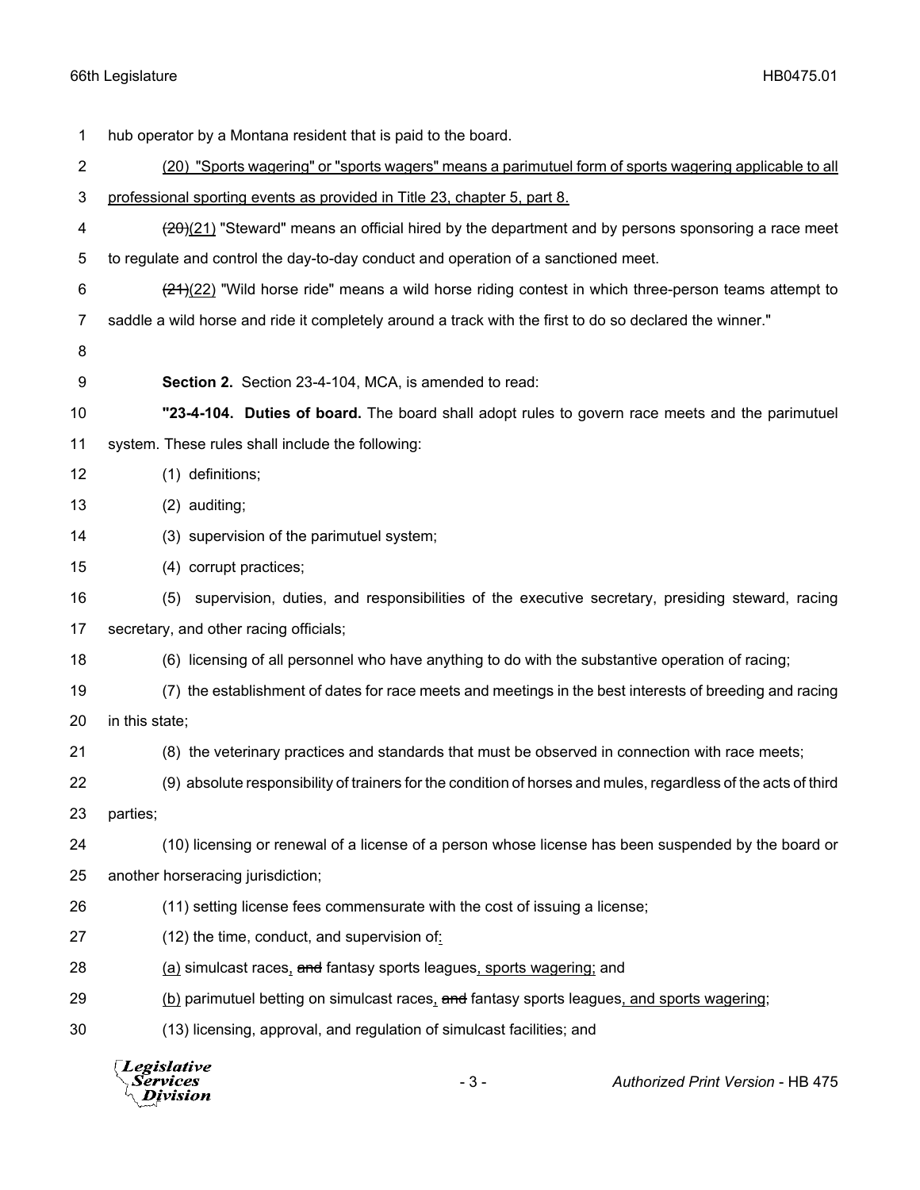hub operator by a Montana resident that is paid to the board.

(20) "Sports wagering" or "sports wagers" means a parimutuel form of sports wagering applicable to all professional sporting events as provided in Title 23, chapter 5, part 8.

~~(20)~~(21) "Steward" means an official hired by the department and by persons sponsoring a race meet to regulate and control the day-to-day conduct and operation of a sanctioned meet.

~~(21)~~(22) "Wild horse ride" means a wild horse riding contest in which three-person teams attempt to saddle a wild horse and ride it completely around a track with the first to do so declared the winner."

**Section 2.** Section 23-4-104, MCA, is amended to read:

**"23-4-104. Duties of board.** The board shall adopt rules to govern race meets and the parimutuel system. These rules shall include the following:

(1) definitions;

(2) auditing;

(3) supervision of the parimutuel system;

(4) corrupt practices;

(5) supervision, duties, and responsibilities of the executive secretary, presiding steward, racing secretary, and other racing officials;

(6) licensing of all personnel who have anything to do with the substantive operation of racing;

(7) the establishment of dates for race meets and meetings in the best interests of breeding and racing in this state;

(8) the veterinary practices and standards that must be observed in connection with race meets;

(9) absolute responsibility of trainers for the condition of horses and mules, regardless of the acts of third parties;

(10) licensing or renewal of a license of a person whose license has been suspended by the board or another horseracing jurisdiction;

(11) setting license fees commensurate with the cost of issuing a license;

(12) the time, conduct, and supervision of:

(a) simulcast races, ~~and~~ fantasy sports leagues, sports wagering; and

(b) parimutuel betting on simulcast races, ~~and~~ fantasy sports leagues, and sports wagering;

(13) licensing, approval, and regulation of simulcast facilities; and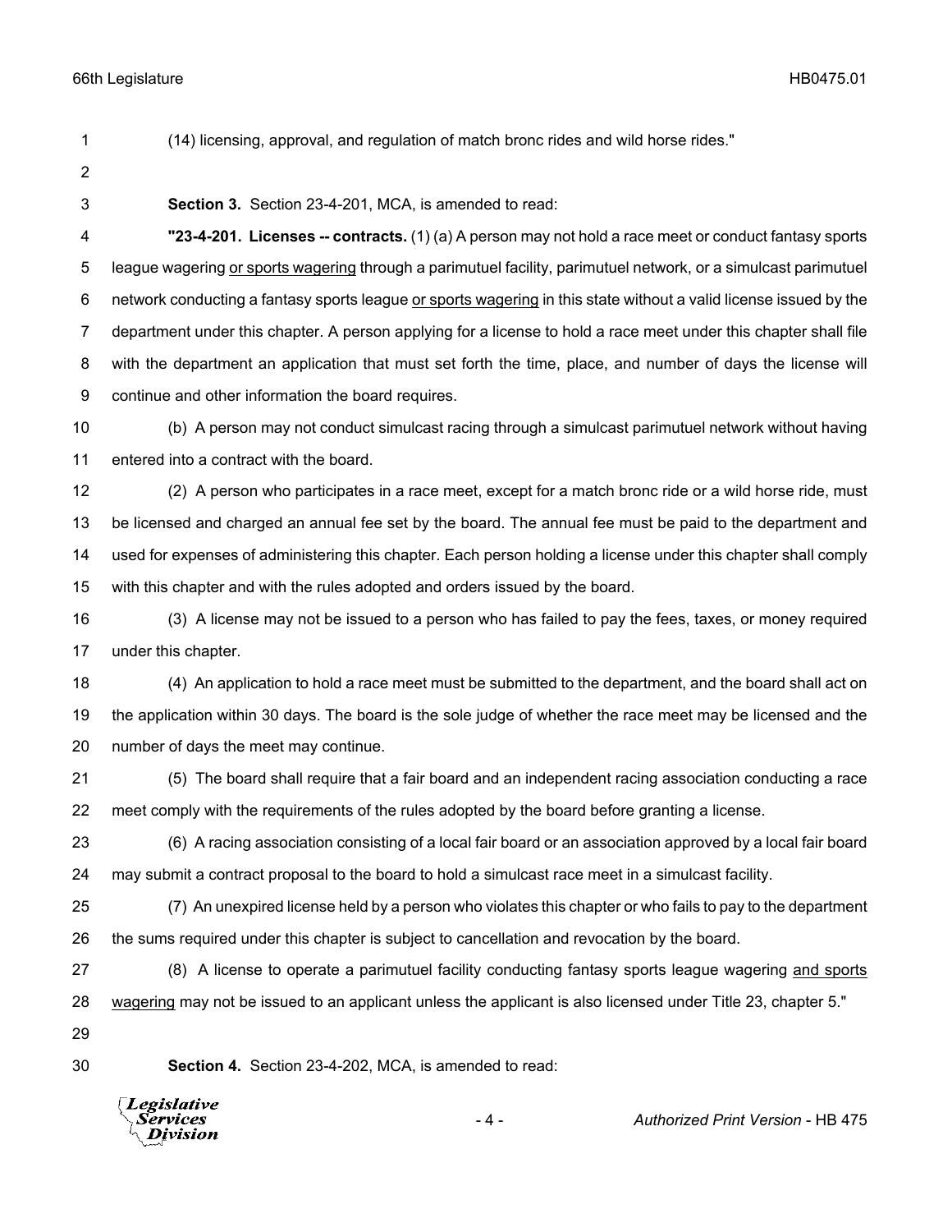(14) licensing, approval, and regulation of match bronc rides and wild horse rides."

**Section 3.** Section 23-4-201, MCA, is amended to read:

**"23-4-201. Licenses -- contracts.** (1) (a) A person may not hold a race meet or conduct fantasy sports league wagering <u>or sports wagering</u> through a parimutuel facility, parimutuel network, or a simulcast parimutuel network conducting a fantasy sports league <u>or sports wagering</u> in this state without a valid license issued by the department under this chapter. A person applying for a license to hold a race meet under this chapter shall file with the department an application that must set forth the time, place, and number of days the license will continue and other information the board requires.

(b) A person may not conduct simulcast racing through a simulcast parimutuel network without having entered into a contract with the board.

(2) A person who participates in a race meet, except for a match bronc ride or a wild horse ride, must be licensed and charged an annual fee set by the board. The annual fee must be paid to the department and used for expenses of administering this chapter. Each person holding a license under this chapter shall comply with this chapter and with the rules adopted and orders issued by the board.

(3) A license may not be issued to a person who has failed to pay the fees, taxes, or money required under this chapter.

(4) An application to hold a race meet must be submitted to the department, and the board shall act on the application within 30 days. The board is the sole judge of whether the race meet may be licensed and the number of days the meet may continue.

(5) The board shall require that a fair board and an independent racing association conducting a race meet comply with the requirements of the rules adopted by the board before granting a license.

(6) A racing association consisting of a local fair board or an association approved by a local fair board may submit a contract proposal to the board to hold a simulcast race meet in a simulcast facility.

(7) An unexpired license held by a person who violates this chapter or who fails to pay to the department the sums required under this chapter is subject to cancellation and revocation by the board.

(8) A license to operate a parimutuel facility conducting fantasy sports league wagering <u>and sports wagering</u> may not be issued to an applicant unless the applicant is also licensed under Title 23, chapter 5."

**Section 4.** Section 23-4-202, MCA, is amended to read: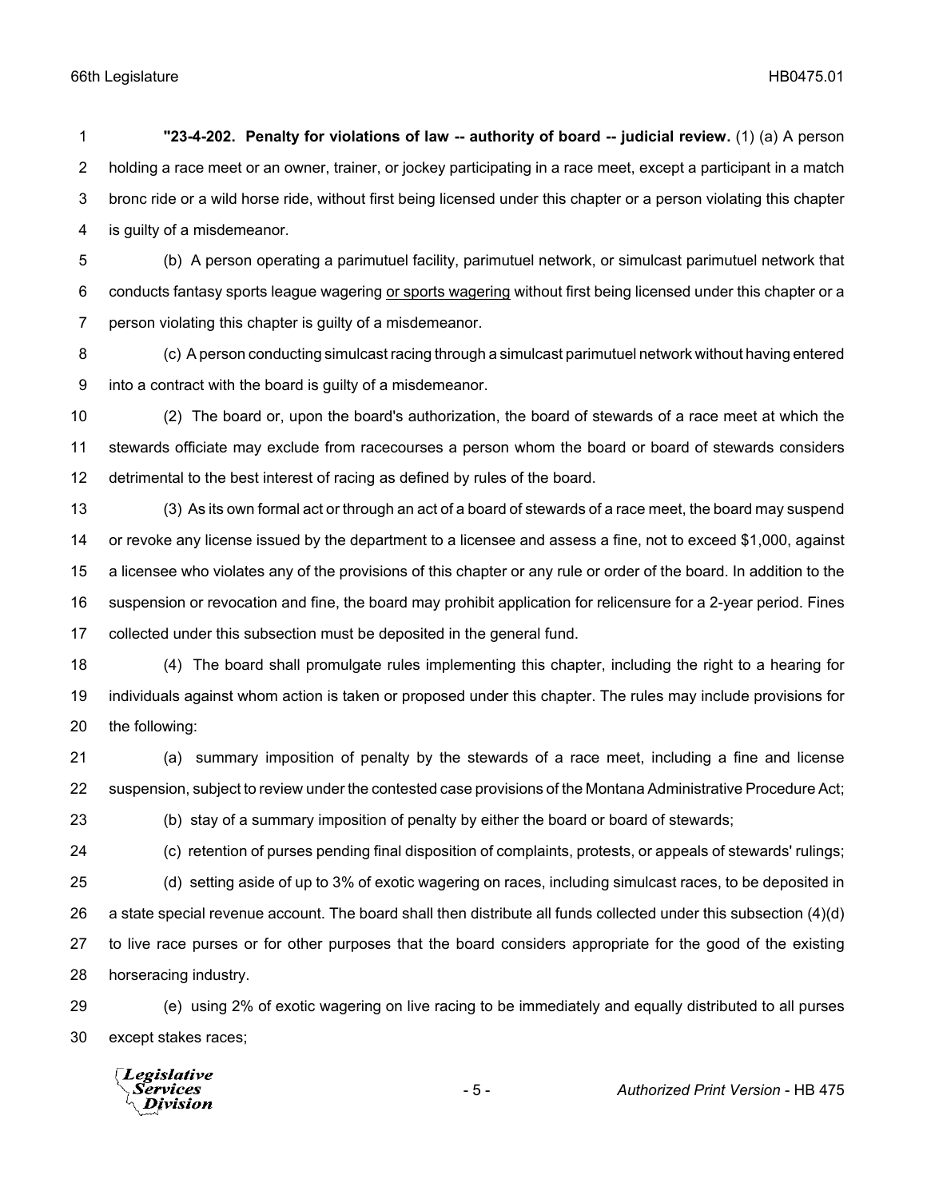**"23-4-202. Penalty for violations of law -- authority of board -- judicial review.** (1) (a) A person holding a race meet or an owner, trainer, or jockey participating in a race meet, except a participant in a match bronc ride or a wild horse ride, without first being licensed under this chapter or a person violating this chapter is guilty of a misdemeanor.

(b) A person operating a parimutuel facility, parimutuel network, or simulcast parimutuel network that conducts fantasy sports league wagering <u>or sports wagering</u> without first being licensed under this chapter or a person violating this chapter is guilty of a misdemeanor.

(c) A person conducting simulcast racing through a simulcast parimutuel network without having entered into a contract with the board is guilty of a misdemeanor.

(2) The board or, upon the board's authorization, the board of stewards of a race meet at which the stewards officiate may exclude from racecourses a person whom the board or board of stewards considers detrimental to the best interest of racing as defined by rules of the board.

(3) As its own formal act or through an act of a board of stewards of a race meet, the board may suspend or revoke any license issued by the department to a licensee and assess a fine, not to exceed $1,000, against a licensee who violates any of the provisions of this chapter or any rule or order of the board. In addition to the suspension or revocation and fine, the board may prohibit application for relicensure for a 2-year period. Fines collected under this subsection must be deposited in the general fund.

(4) The board shall promulgate rules implementing this chapter, including the right to a hearing for individuals against whom action is taken or proposed under this chapter. The rules may include provisions for the following:

(a) summary imposition of penalty by the stewards of a race meet, including a fine and license suspension, subject to review under the contested case provisions of the Montana Administrative Procedure Act;

(b) stay of a summary imposition of penalty by either the board or board of stewards;

(c) retention of purses pending final disposition of complaints, protests, or appeals of stewards' rulings;

(d) setting aside of up to 3% of exotic wagering on races, including simulcast races, to be deposited in a state special revenue account. The board shall then distribute all funds collected under this subsection (4)(d) to live race purses or for other purposes that the board considers appropriate for the good of the existing horseracing industry.

(e) using 2% of exotic wagering on live racing to be immediately and equally distributed to all purses except stakes races;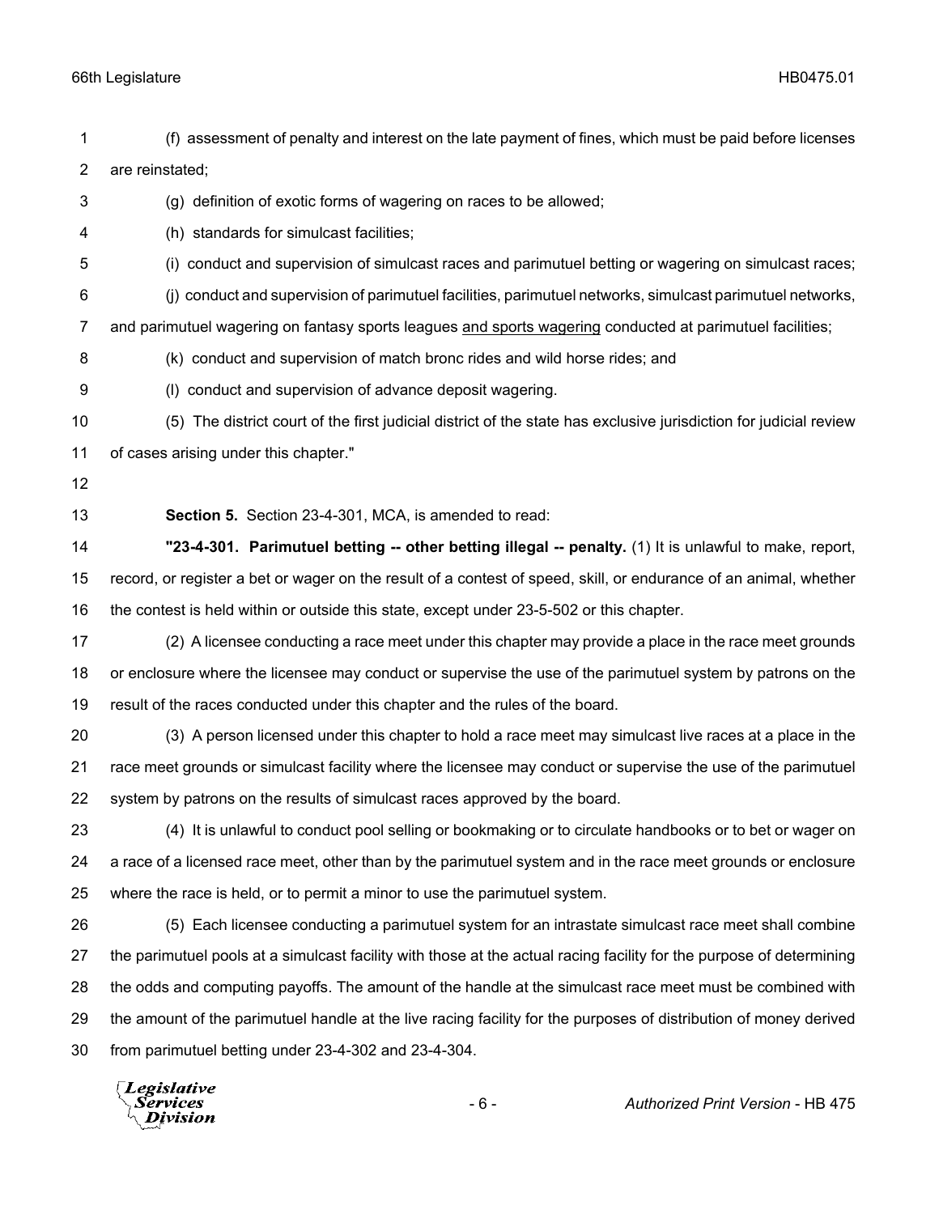(f) assessment of penalty and interest on the late payment of fines, which must be paid before licenses are reinstated;

(g) definition of exotic forms of wagering on races to be allowed;

(h) standards for simulcast facilities;

(i) conduct and supervision of simulcast races and parimutuel betting or wagering on simulcast races;

(j) conduct and supervision of parimutuel facilities, parimutuel networks, simulcast parimutuel networks, and parimutuel wagering on fantasy sports leagues <u>and sports wagering</u> conducted at parimutuel facilities;

(k) conduct and supervision of match bronc rides and wild horse rides; and

(l) conduct and supervision of advance deposit wagering.

(5) The district court of the first judicial district of the state has exclusive jurisdiction for judicial review of cases arising under this chapter."

**Section 5.** Section 23-4-301, MCA, is amended to read:

**"23-4-301. Parimutuel betting -- other betting illegal -- penalty.** (1) It is unlawful to make, report, record, or register a bet or wager on the result of a contest of speed, skill, or endurance of an animal, whether the contest is held within or outside this state, except under 23-5-502 or this chapter.

(2) A licensee conducting a race meet under this chapter may provide a place in the race meet grounds or enclosure where the licensee may conduct or supervise the use of the parimutuel system by patrons on the result of the races conducted under this chapter and the rules of the board.

(3) A person licensed under this chapter to hold a race meet may simulcast live races at a place in the race meet grounds or simulcast facility where the licensee may conduct or supervise the use of the parimutuel system by patrons on the results of simulcast races approved by the board.

(4) It is unlawful to conduct pool selling or bookmaking or to circulate handbooks or to bet or wager on a race of a licensed race meet, other than by the parimutuel system and in the race meet grounds or enclosure where the race is held, or to permit a minor to use the parimutuel system.

(5) Each licensee conducting a parimutuel system for an intrastate simulcast race meet shall combine the parimutuel pools at a simulcast facility with those at the actual racing facility for the purpose of determining the odds and computing payoffs. The amount of the handle at the simulcast race meet must be combined with the amount of the parimutuel handle at the live racing facility for the purposes of distribution of money derived from parimutuel betting under 23-4-302 and 23-4-304.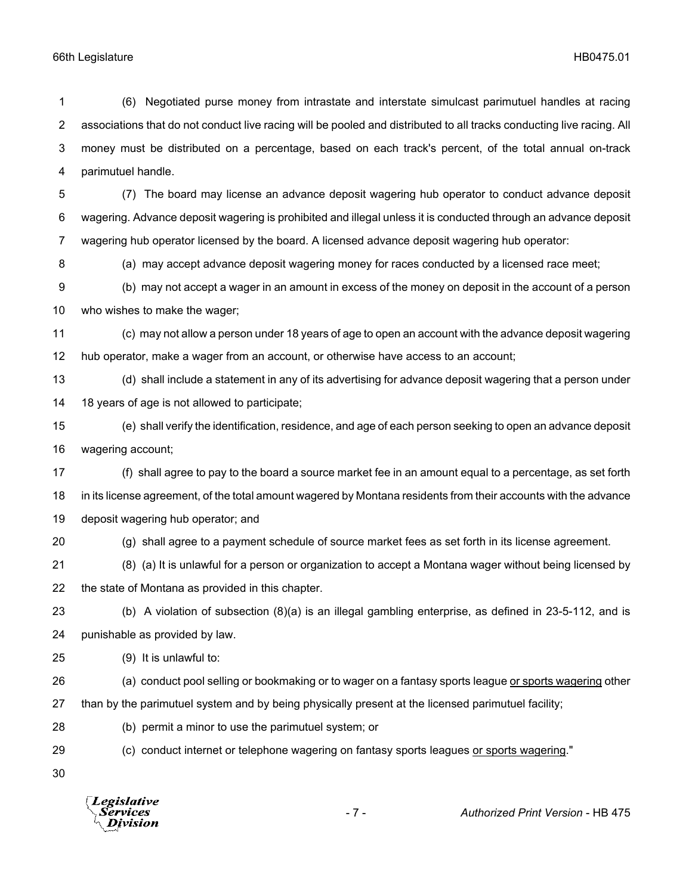(6) Negotiated purse money from intrastate and interstate simulcast parimutuel handles at racing associations that do not conduct live racing will be pooled and distributed to all tracks conducting live racing. All money must be distributed on a percentage, based on each track's percent, of the total annual on-track parimutuel handle.

(7) The board may license an advance deposit wagering hub operator to conduct advance deposit wagering. Advance deposit wagering is prohibited and illegal unless it is conducted through an advance deposit wagering hub operator licensed by the board. A licensed advance deposit wagering hub operator:

(a) may accept advance deposit wagering money for races conducted by a licensed race meet;

(b) may not accept a wager in an amount in excess of the money on deposit in the account of a person who wishes to make the wager;

(c) may not allow a person under 18 years of age to open an account with the advance deposit wagering hub operator, make a wager from an account, or otherwise have access to an account;

(d) shall include a statement in any of its advertising for advance deposit wagering that a person under 18 years of age is not allowed to participate;

(e) shall verify the identification, residence, and age of each person seeking to open an advance deposit wagering account;

(f) shall agree to pay to the board a source market fee in an amount equal to a percentage, as set forth in its license agreement, of the total amount wagered by Montana residents from their accounts with the advance deposit wagering hub operator; and

(g) shall agree to a payment schedule of source market fees as set forth in its license agreement.

(8) (a) It is unlawful for a person or organization to accept a Montana wager without being licensed by the state of Montana as provided in this chapter.

(b) A violation of subsection (8)(a) is an illegal gambling enterprise, as defined in 23-5-112, and is punishable as provided by law.

(9) It is unlawful to:

(a) conduct pool selling or bookmaking or to wager on a fantasy sports league <u>or sports wagering</u> other than by the parimutuel system and by being physically present at the licensed parimutuel facility;

(b) permit a minor to use the parimutuel system; or

(c) conduct internet or telephone wagering on fantasy sports leagues <u>or sports wagering</u>."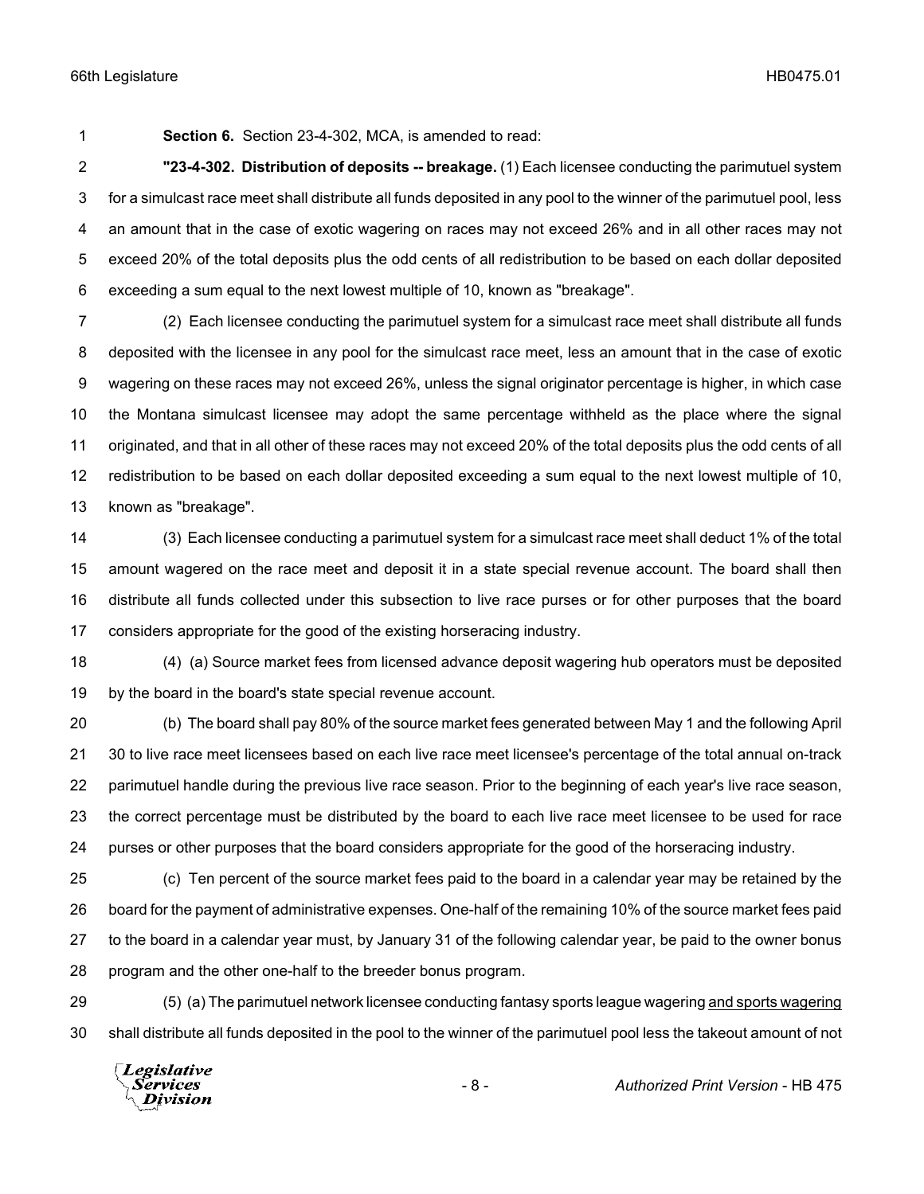**Section 6.** Section 23-4-302, MCA, is amended to read:

**"23-4-302. Distribution of deposits -- breakage.** (1) Each licensee conducting the parimutuel system for a simulcast race meet shall distribute all funds deposited in any pool to the winner of the parimutuel pool, less an amount that in the case of exotic wagering on races may not exceed 26% and in all other races may not exceed 20% of the total deposits plus the odd cents of all redistribution to be based on each dollar deposited exceeding a sum equal to the next lowest multiple of 10, known as "breakage".

(2) Each licensee conducting the parimutuel system for a simulcast race meet shall distribute all funds deposited with the licensee in any pool for the simulcast race meet, less an amount that in the case of exotic wagering on these races may not exceed 26%, unless the signal originator percentage is higher, in which case the Montana simulcast licensee may adopt the same percentage withheld as the place where the signal originated, and that in all other of these races may not exceed 20% of the total deposits plus the odd cents of all redistribution to be based on each dollar deposited exceeding a sum equal to the next lowest multiple of 10, known as "breakage".

(3) Each licensee conducting a parimutuel system for a simulcast race meet shall deduct 1% of the total amount wagered on the race meet and deposit it in a state special revenue account. The board shall then distribute all funds collected under this subsection to live race purses or for other purposes that the board considers appropriate for the good of the existing horseracing industry.

(4) (a) Source market fees from licensed advance deposit wagering hub operators must be deposited by the board in the board's state special revenue account.

(b) The board shall pay 80% of the source market fees generated between May 1 and the following April 30 to live race meet licensees based on each live race meet licensee's percentage of the total annual on-track parimutuel handle during the previous live race season. Prior to the beginning of each year's live race season, the correct percentage must be distributed by the board to each live race meet licensee to be used for race purses or other purposes that the board considers appropriate for the good of the horseracing industry.

(c) Ten percent of the source market fees paid to the board in a calendar year may be retained by the board for the payment of administrative expenses. One-half of the remaining 10% of the source market fees paid to the board in a calendar year must, by January 31 of the following calendar year, be paid to the owner bonus program and the other one-half to the breeder bonus program.

(5) (a) The parimutuel network licensee conducting fantasy sports league wagering <u>and sports wagering</u> shall distribute all funds deposited in the pool to the winner of the parimutuel pool less the takeout amount of not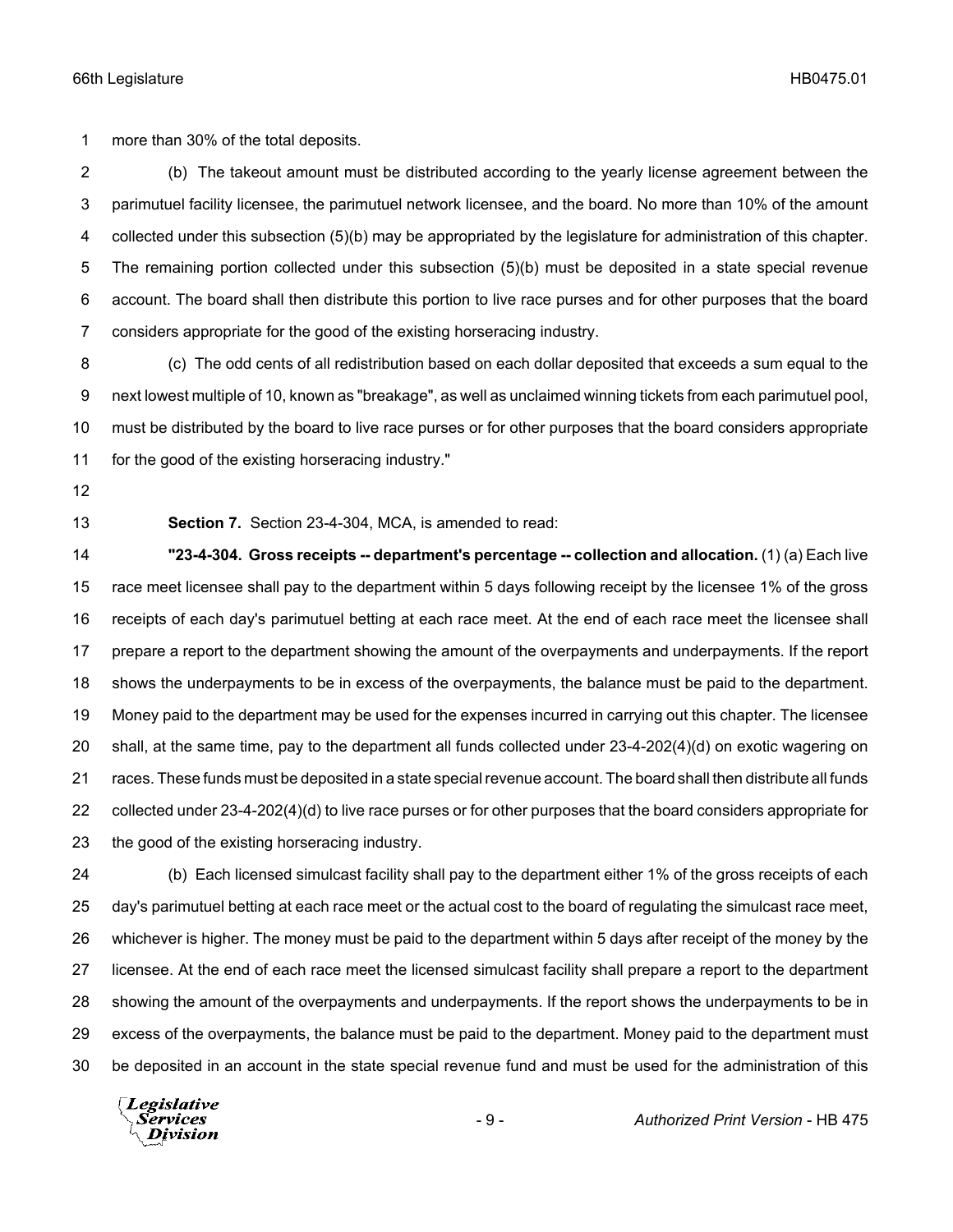more than 30% of the total deposits.

(b) The takeout amount must be distributed according to the yearly license agreement between the parimutuel facility licensee, the parimutuel network licensee, and the board. No more than 10% of the amount collected under this subsection (5)(b) may be appropriated by the legislature for administration of this chapter. The remaining portion collected under this subsection (5)(b) must be deposited in a state special revenue account. The board shall then distribute this portion to live race purses and for other purposes that the board considers appropriate for the good of the existing horseracing industry.

(c) The odd cents of all redistribution based on each dollar deposited that exceeds a sum equal to the next lowest multiple of 10, known as "breakage", as well as unclaimed winning tickets from each parimutuel pool, must be distributed by the board to live race purses or for other purposes that the board considers appropriate for the good of the existing horseracing industry."

**Section 7.** Section 23-4-304, MCA, is amended to read:

**"23-4-304. Gross receipts -- department's percentage -- collection and allocation.** (1) (a) Each live race meet licensee shall pay to the department within 5 days following receipt by the licensee 1% of the gross receipts of each day's parimutuel betting at each race meet. At the end of each race meet the licensee shall prepare a report to the department showing the amount of the overpayments and underpayments. If the report shows the underpayments to be in excess of the overpayments, the balance must be paid to the department. Money paid to the department may be used for the expenses incurred in carrying out this chapter. The licensee shall, at the same time, pay to the department all funds collected under 23-4-202(4)(d) on exotic wagering on races. These funds must be deposited in a state special revenue account. The board shall then distribute all funds collected under 23-4-202(4)(d) to live race purses or for other purposes that the board considers appropriate for the good of the existing horseracing industry.

(b) Each licensed simulcast facility shall pay to the department either 1% of the gross receipts of each day's parimutuel betting at each race meet or the actual cost to the board of regulating the simulcast race meet, whichever is higher. The money must be paid to the department within 5 days after receipt of the money by the licensee. At the end of each race meet the licensed simulcast facility shall prepare a report to the department showing the amount of the overpayments and underpayments. If the report shows the underpayments to be in excess of the overpayments, the balance must be paid to the department. Money paid to the department must be deposited in an account in the state special revenue fund and must be used for the administration of this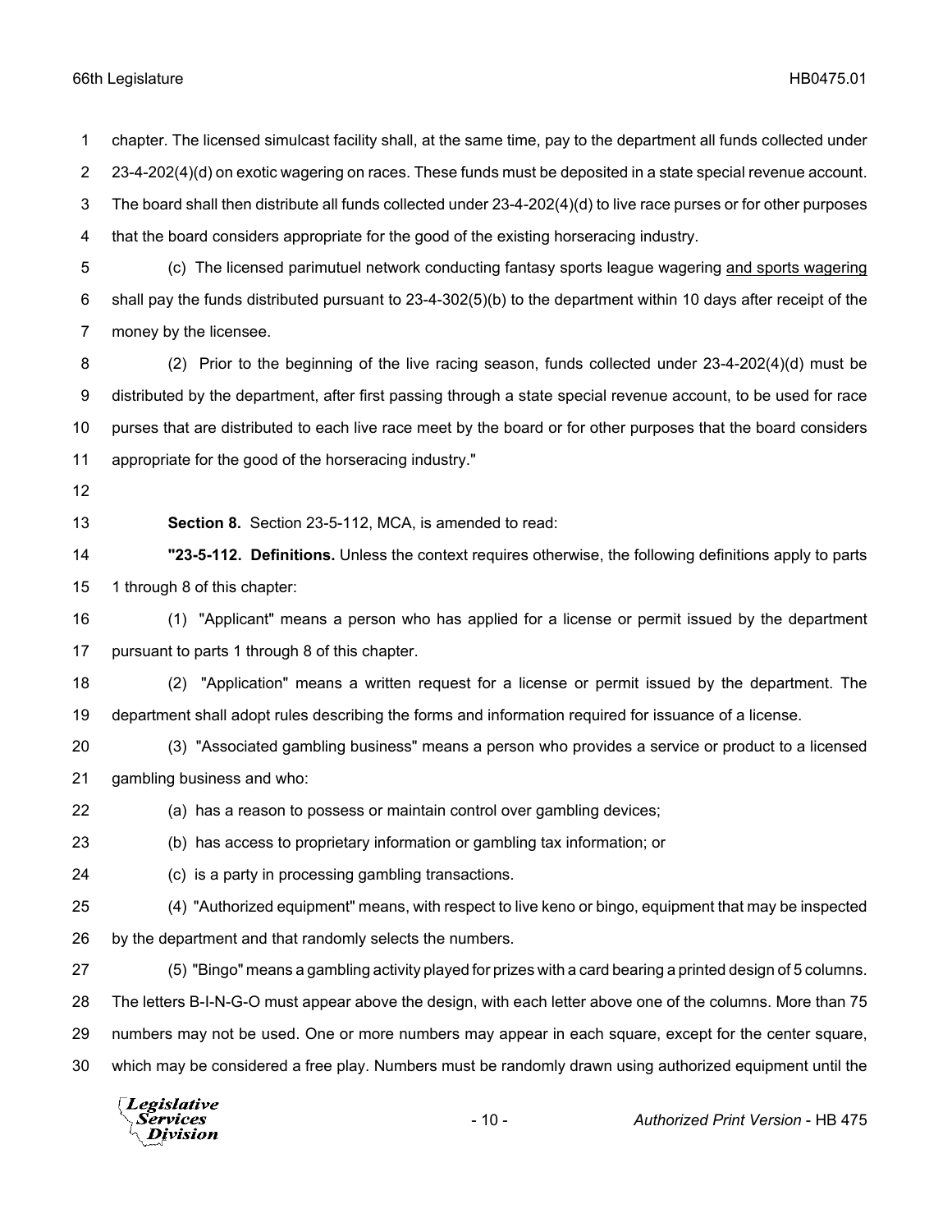chapter. The licensed simulcast facility shall, at the same time, pay to the department all funds collected under 23-4-202(4)(d) on exotic wagering on races. These funds must be deposited in a state special revenue account. The board shall then distribute all funds collected under 23-4-202(4)(d) to live race purses or for other purposes that the board considers appropriate for the good of the existing horseracing industry.

(c) The licensed parimutuel network conducting fantasy sports league wagering <u>and sports wagering</u> shall pay the funds distributed pursuant to 23-4-302(5)(b) to the department within 10 days after receipt of the money by the licensee.

(2) Prior to the beginning of the live racing season, funds collected under 23-4-202(4)(d) must be distributed by the department, after first passing through a state special revenue account, to be used for race purses that are distributed to each live race meet by the board or for other purposes that the board considers appropriate for the good of the horseracing industry."

**Section 8.** Section 23-5-112, MCA, is amended to read:

**"23-5-112. Definitions.** Unless the context requires otherwise, the following definitions apply to parts 1 through 8 of this chapter:

(1) "Applicant" means a person who has applied for a license or permit issued by the department pursuant to parts 1 through 8 of this chapter.

(2) "Application" means a written request for a license or permit issued by the department. The department shall adopt rules describing the forms and information required for issuance of a license.

(3) "Associated gambling business" means a person who provides a service or product to a licensed gambling business and who:

(a) has a reason to possess or maintain control over gambling devices;

(b) has access to proprietary information or gambling tax information; or

(c) is a party in processing gambling transactions.

(4) "Authorized equipment" means, with respect to live keno or bingo, equipment that may be inspected by the department and that randomly selects the numbers.

(5) "Bingo" means a gambling activity played for prizes with a card bearing a printed design of 5 columns. The letters B-I-N-G-O must appear above the design, with each letter above one of the columns. More than 75 numbers may not be used. One or more numbers may appear in each square, except for the center square, which may be considered a free play. Numbers must be randomly drawn using authorized equipment until the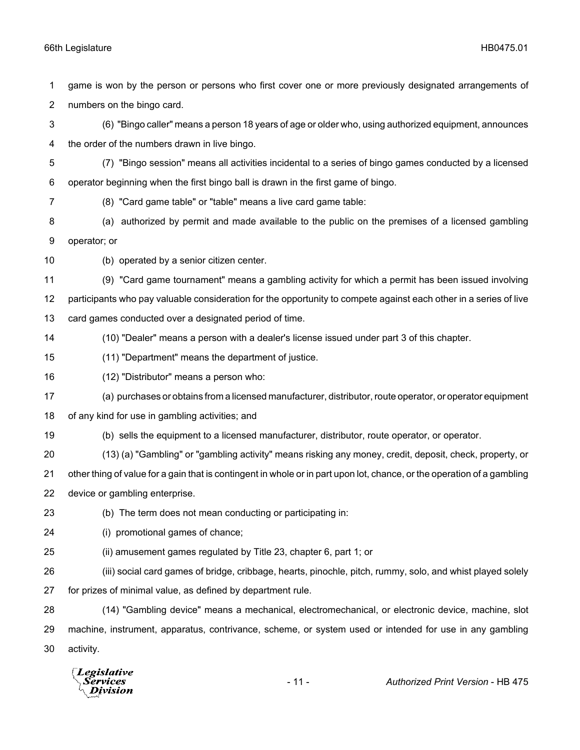game is won by the person or persons who first cover one or more previously designated arrangements of numbers on the bingo card.

(6) "Bingo caller" means a person 18 years of age or older who, using authorized equipment, announces the order of the numbers drawn in live bingo.

(7) "Bingo session" means all activities incidental to a series of bingo games conducted by a licensed operator beginning when the first bingo ball is drawn in the first game of bingo.

(8) "Card game table" or "table" means a live card game table:

(a) authorized by permit and made available to the public on the premises of a licensed gambling operator; or

(b) operated by a senior citizen center.

(9) "Card game tournament" means a gambling activity for which a permit has been issued involving participants who pay valuable consideration for the opportunity to compete against each other in a series of live card games conducted over a designated period of time.

(10) "Dealer" means a person with a dealer's license issued under part 3 of this chapter.

(11) "Department" means the department of justice.

(12) "Distributor" means a person who:

(a) purchases or obtains from a licensed manufacturer, distributor, route operator, or operator equipment of any kind for use in gambling activities; and

(b) sells the equipment to a licensed manufacturer, distributor, route operator, or operator.

(13) (a) "Gambling" or "gambling activity" means risking any money, credit, deposit, check, property, or other thing of value for a gain that is contingent in whole or in part upon lot, chance, or the operation of a gambling device or gambling enterprise.

(b) The term does not mean conducting or participating in:

(i) promotional games of chance;

(ii) amusement games regulated by Title 23, chapter 6, part 1; or

(iii) social card games of bridge, cribbage, hearts, pinochle, pitch, rummy, solo, and whist played solely for prizes of minimal value, as defined by department rule.

(14) "Gambling device" means a mechanical, electromechanical, or electronic device, machine, slot machine, instrument, apparatus, contrivance, scheme, or system used or intended for use in any gambling activity.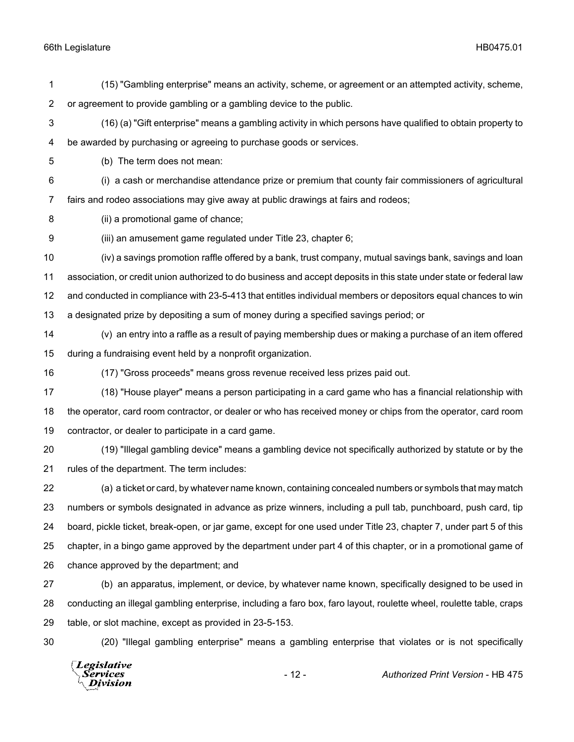(15) "Gambling enterprise" means an activity, scheme, or agreement or an attempted activity, scheme, or agreement to provide gambling or a gambling device to the public.

(16) (a) "Gift enterprise" means a gambling activity in which persons have qualified to obtain property to be awarded by purchasing or agreeing to purchase goods or services.

(b) The term does not mean:

(i) a cash or merchandise attendance prize or premium that county fair commissioners of agricultural fairs and rodeo associations may give away at public drawings at fairs and rodeos;

(ii) a promotional game of chance;

(iii) an amusement game regulated under Title 23, chapter 6;

(iv) a savings promotion raffle offered by a bank, trust company, mutual savings bank, savings and loan association, or credit union authorized to do business and accept deposits in this state under state or federal law and conducted in compliance with 23-5-413 that entitles individual members or depositors equal chances to win a designated prize by depositing a sum of money during a specified savings period; or

(v) an entry into a raffle as a result of paying membership dues or making a purchase of an item offered during a fundraising event held by a nonprofit organization.

(17) "Gross proceeds" means gross revenue received less prizes paid out.

(18) "House player" means a person participating in a card game who has a financial relationship with the operator, card room contractor, or dealer or who has received money or chips from the operator, card room contractor, or dealer to participate in a card game.

(19) "Illegal gambling device" means a gambling device not specifically authorized by statute or by the rules of the department. The term includes:

(a) a ticket or card, by whatever name known, containing concealed numbers or symbols that may match numbers or symbols designated in advance as prize winners, including a pull tab, punchboard, push card, tip board, pickle ticket, break-open, or jar game, except for one used under Title 23, chapter 7, under part 5 of this chapter, in a bingo game approved by the department under part 4 of this chapter, or in a promotional game of chance approved by the department; and

(b) an apparatus, implement, or device, by whatever name known, specifically designed to be used in conducting an illegal gambling enterprise, including a faro box, faro layout, roulette wheel, roulette table, craps table, or slot machine, except as provided in 23-5-153.

(20) "Illegal gambling enterprise" means a gambling enterprise that violates or is not specifically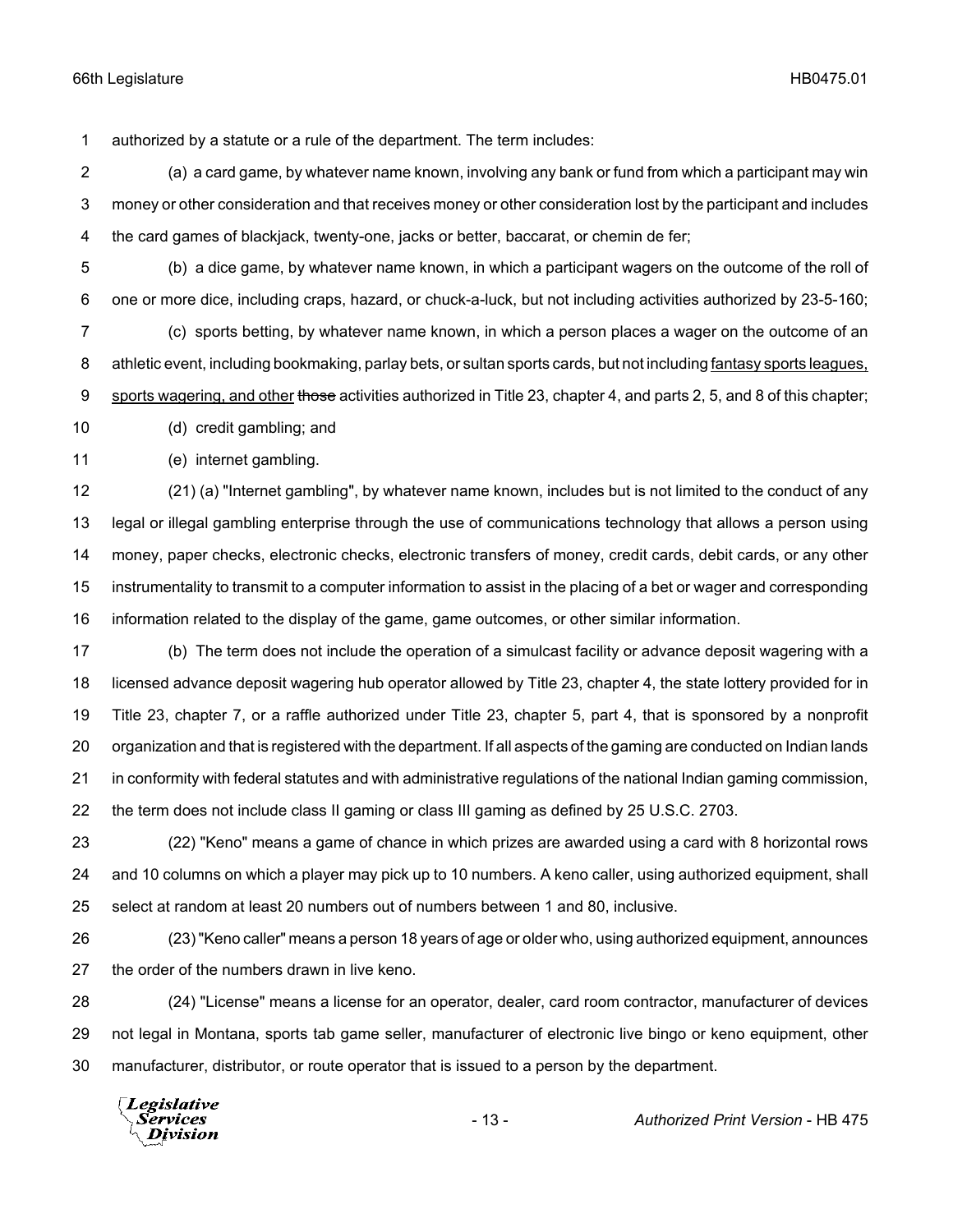authorized by a statute or a rule of the department. The term includes:

(a) a card game, by whatever name known, involving any bank or fund from which a participant may win money or other consideration and that receives money or other consideration lost by the participant and includes the card games of blackjack, twenty-one, jacks or better, baccarat, or chemin de fer;

(b) a dice game, by whatever name known, in which a participant wagers on the outcome of the roll of one or more dice, including craps, hazard, or chuck-a-luck, but not including activities authorized by 23-5-160;

(c) sports betting, by whatever name known, in which a person places a wager on the outcome of an athletic event, including bookmaking, parlay bets, or sultan sports cards, but not including <u>fantasy sports leagues, sports wagering, and other</u> ~~those~~ activities authorized in Title 23, chapter 4, and parts 2, 5, and 8 of this chapter;

(d) credit gambling; and

(e) internet gambling.

(21) (a) "Internet gambling", by whatever name known, includes but is not limited to the conduct of any legal or illegal gambling enterprise through the use of communications technology that allows a person using money, paper checks, electronic checks, electronic transfers of money, credit cards, debit cards, or any other instrumentality to transmit to a computer information to assist in the placing of a bet or wager and corresponding information related to the display of the game, game outcomes, or other similar information.

(b) The term does not include the operation of a simulcast facility or advance deposit wagering with a licensed advance deposit wagering hub operator allowed by Title 23, chapter 4, the state lottery provided for in Title 23, chapter 7, or a raffle authorized under Title 23, chapter 5, part 4, that is sponsored by a nonprofit organization and that is registered with the department. If all aspects of the gaming are conducted on Indian lands in conformity with federal statutes and with administrative regulations of the national Indian gaming commission, the term does not include class II gaming or class III gaming as defined by 25 U.S.C. 2703.

(22) "Keno" means a game of chance in which prizes are awarded using a card with 8 horizontal rows and 10 columns on which a player may pick up to 10 numbers. A keno caller, using authorized equipment, shall select at random at least 20 numbers out of numbers between 1 and 80, inclusive.

(23) "Keno caller" means a person 18 years of age or older who, using authorized equipment, announces the order of the numbers drawn in live keno.

(24) "License" means a license for an operator, dealer, card room contractor, manufacturer of devices not legal in Montana, sports tab game seller, manufacturer of electronic live bingo or keno equipment, other manufacturer, distributor, or route operator that is issued to a person by the department.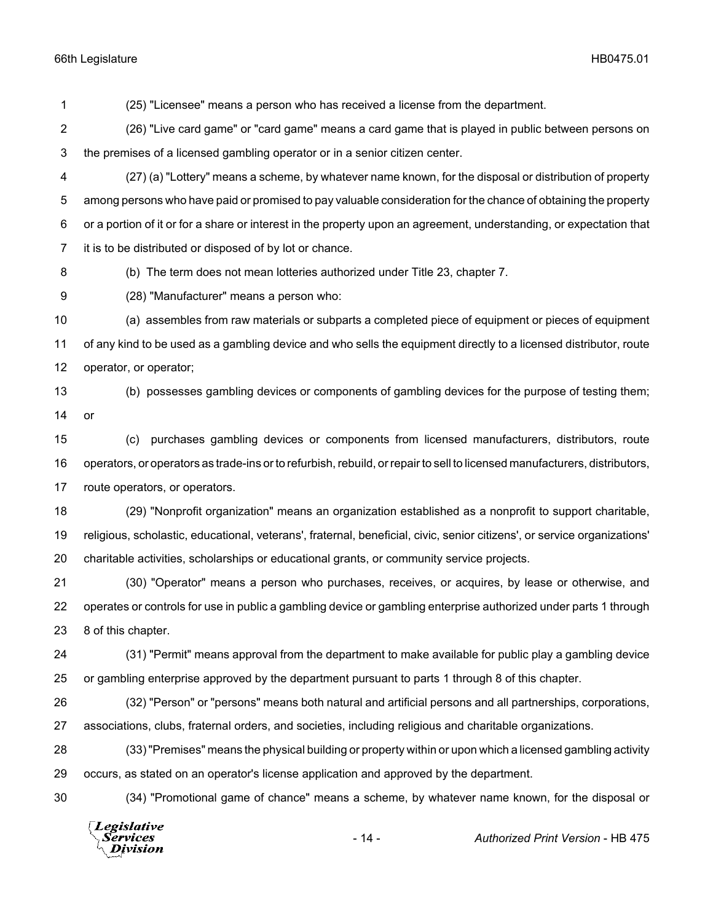(25) "Licensee" means a person who has received a license from the department.

(26) "Live card game" or "card game" means a card game that is played in public between persons on the premises of a licensed gambling operator or in a senior citizen center.

(27) (a) "Lottery" means a scheme, by whatever name known, for the disposal or distribution of property among persons who have paid or promised to pay valuable consideration for the chance of obtaining the property or a portion of it or for a share or interest in the property upon an agreement, understanding, or expectation that it is to be distributed or disposed of by lot or chance.

(b) The term does not mean lotteries authorized under Title 23, chapter 7.

(28) "Manufacturer" means a person who:

(a) assembles from raw materials or subparts a completed piece of equipment or pieces of equipment of any kind to be used as a gambling device and who sells the equipment directly to a licensed distributor, route operator, or operator;

(b) possesses gambling devices or components of gambling devices for the purpose of testing them; or

(c) purchases gambling devices or components from licensed manufacturers, distributors, route operators, or operators as trade-ins or to refurbish, rebuild, or repair to sell to licensed manufacturers, distributors, route operators, or operators.

(29) "Nonprofit organization" means an organization established as a nonprofit to support charitable, religious, scholastic, educational, veterans', fraternal, beneficial, civic, senior citizens', or service organizations' charitable activities, scholarships or educational grants, or community service projects.

(30) "Operator" means a person who purchases, receives, or acquires, by lease or otherwise, and operates or controls for use in public a gambling device or gambling enterprise authorized under parts 1 through 8 of this chapter.

(31) "Permit" means approval from the department to make available for public play a gambling device or gambling enterprise approved by the department pursuant to parts 1 through 8 of this chapter.

(32) "Person" or "persons" means both natural and artificial persons and all partnerships, corporations, associations, clubs, fraternal orders, and societies, including religious and charitable organizations.

(33) "Premises" means the physical building or property within or upon which a licensed gambling activity occurs, as stated on an operator's license application and approved by the department.

(34) "Promotional game of chance" means a scheme, by whatever name known, for the disposal or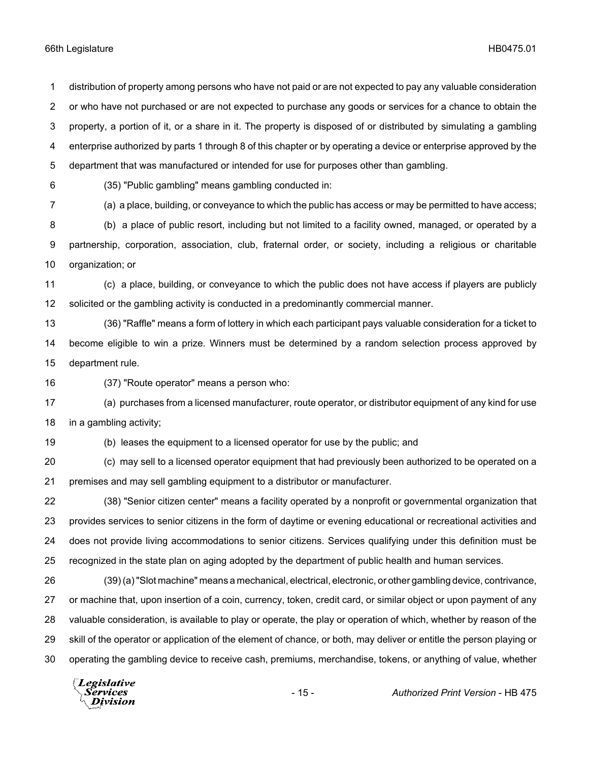distribution of property among persons who have not paid or are not expected to pay any valuable consideration or who have not purchased or are not expected to purchase any goods or services for a chance to obtain the property, a portion of it, or a share in it. The property is disposed of or distributed by simulating a gambling enterprise authorized by parts 1 through 8 of this chapter or by operating a device or enterprise approved by the department that was manufactured or intended for use for purposes other than gambling.

(35) "Public gambling" means gambling conducted in:

(a) a place, building, or conveyance to which the public has access or may be permitted to have access;

(b) a place of public resort, including but not limited to a facility owned, managed, or operated by a partnership, corporation, association, club, fraternal order, or society, including a religious or charitable organization; or

(c) a place, building, or conveyance to which the public does not have access if players are publicly solicited or the gambling activity is conducted in a predominantly commercial manner.

(36) "Raffle" means a form of lottery in which each participant pays valuable consideration for a ticket to become eligible to win a prize. Winners must be determined by a random selection process approved by department rule.

(37) "Route operator" means a person who:

(a) purchases from a licensed manufacturer, route operator, or distributor equipment of any kind for use in a gambling activity;

(b) leases the equipment to a licensed operator for use by the public; and

(c) may sell to a licensed operator equipment that had previously been authorized to be operated on a premises and may sell gambling equipment to a distributor or manufacturer.

(38) "Senior citizen center" means a facility operated by a nonprofit or governmental organization that provides services to senior citizens in the form of daytime or evening educational or recreational activities and does not provide living accommodations to senior citizens. Services qualifying under this definition must be recognized in the state plan on aging adopted by the department of public health and human services.

(39) (a) "Slot machine" means a mechanical, electrical, electronic, or other gambling device, contrivance, or machine that, upon insertion of a coin, currency, token, credit card, or similar object or upon payment of any valuable consideration, is available to play or operate, the play or operation of which, whether by reason of the skill of the operator or application of the element of chance, or both, may deliver or entitle the person playing or operating the gambling device to receive cash, premiums, merchandise, tokens, or anything of value, whether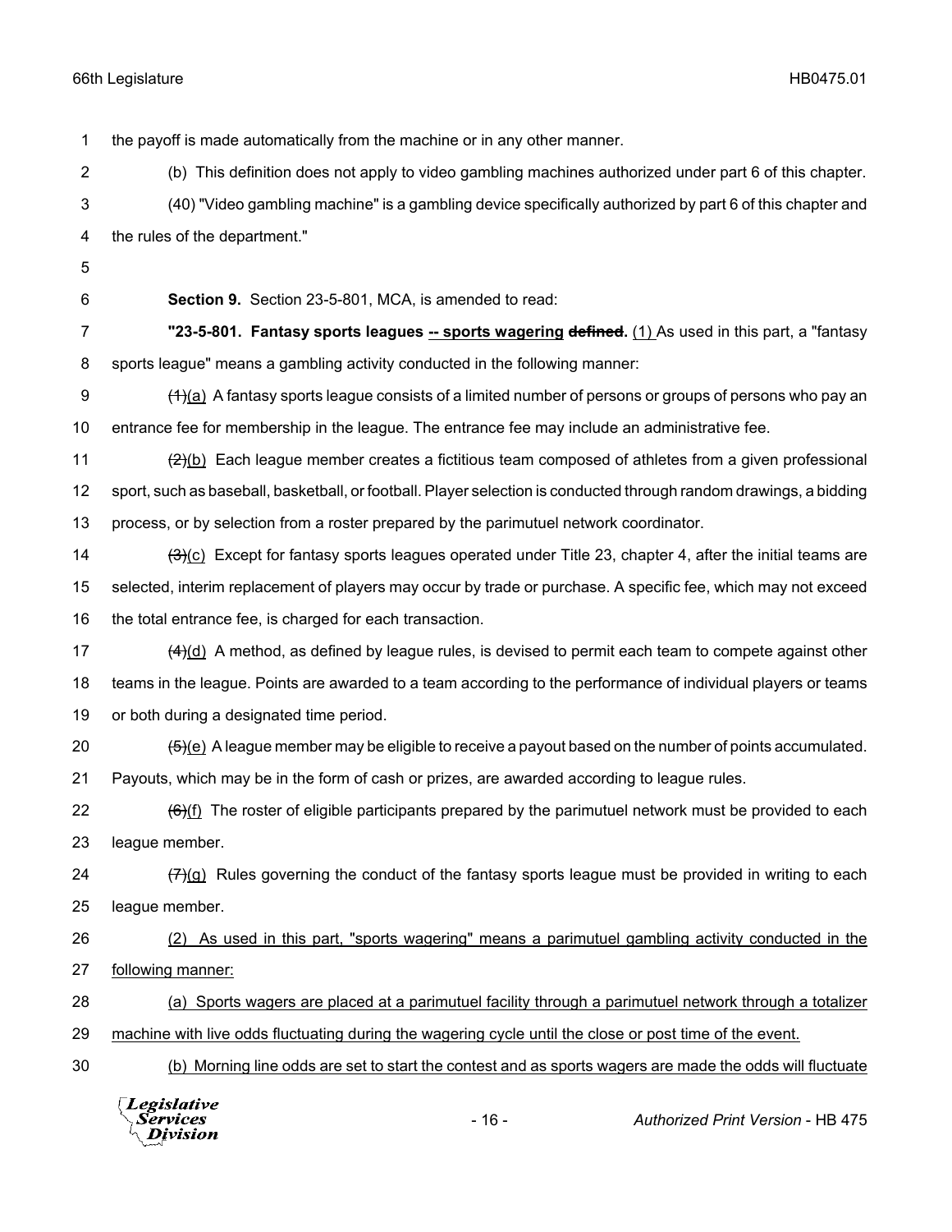the payoff is made automatically from the machine or in any other manner.

(b) This definition does not apply to video gambling machines authorized under part 6 of this chapter.

(40) "Video gambling machine" is a gambling device specifically authorized by part 6 of this chapter and the rules of the department."

**Section 9.** Section 23-5-801, MCA, is amended to read:

**"23-5-801. Fantasy sports leagues -- sports wagering ~~defined~~.** (1) As used in this part, a "fantasy sports league" means a gambling activity conducted in the following manner:

~~(1)~~(a) A fantasy sports league consists of a limited number of persons or groups of persons who pay an entrance fee for membership in the league. The entrance fee may include an administrative fee.

~~(2)~~(b) Each league member creates a fictitious team composed of athletes from a given professional sport, such as baseball, basketball, or football. Player selection is conducted through random drawings, a bidding process, or by selection from a roster prepared by the parimutuel network coordinator.

~~(3)~~(c) Except for fantasy sports leagues operated under Title 23, chapter 4, after the initial teams are selected, interim replacement of players may occur by trade or purchase. A specific fee, which may not exceed the total entrance fee, is charged for each transaction.

~~(4)~~(d) A method, as defined by league rules, is devised to permit each team to compete against other teams in the league. Points are awarded to a team according to the performance of individual players or teams or both during a designated time period.

~~(5)~~(e) A league member may be eligible to receive a payout based on the number of points accumulated. Payouts, which may be in the form of cash or prizes, are awarded according to league rules.

~~(6)~~(f) The roster of eligible participants prepared by the parimutuel network must be provided to each league member.

~~(7)~~(g) Rules governing the conduct of the fantasy sports league must be provided in writing to each league member.

(2) As used in this part, "sports wagering" means a parimutuel gambling activity conducted in the following manner:

(a) Sports wagers are placed at a parimutuel facility through a parimutuel network through a totalizer machine with live odds fluctuating during the wagering cycle until the close or post time of the event.

(b) Morning line odds are set to start the contest and as sports wagers are made the odds will fluctuate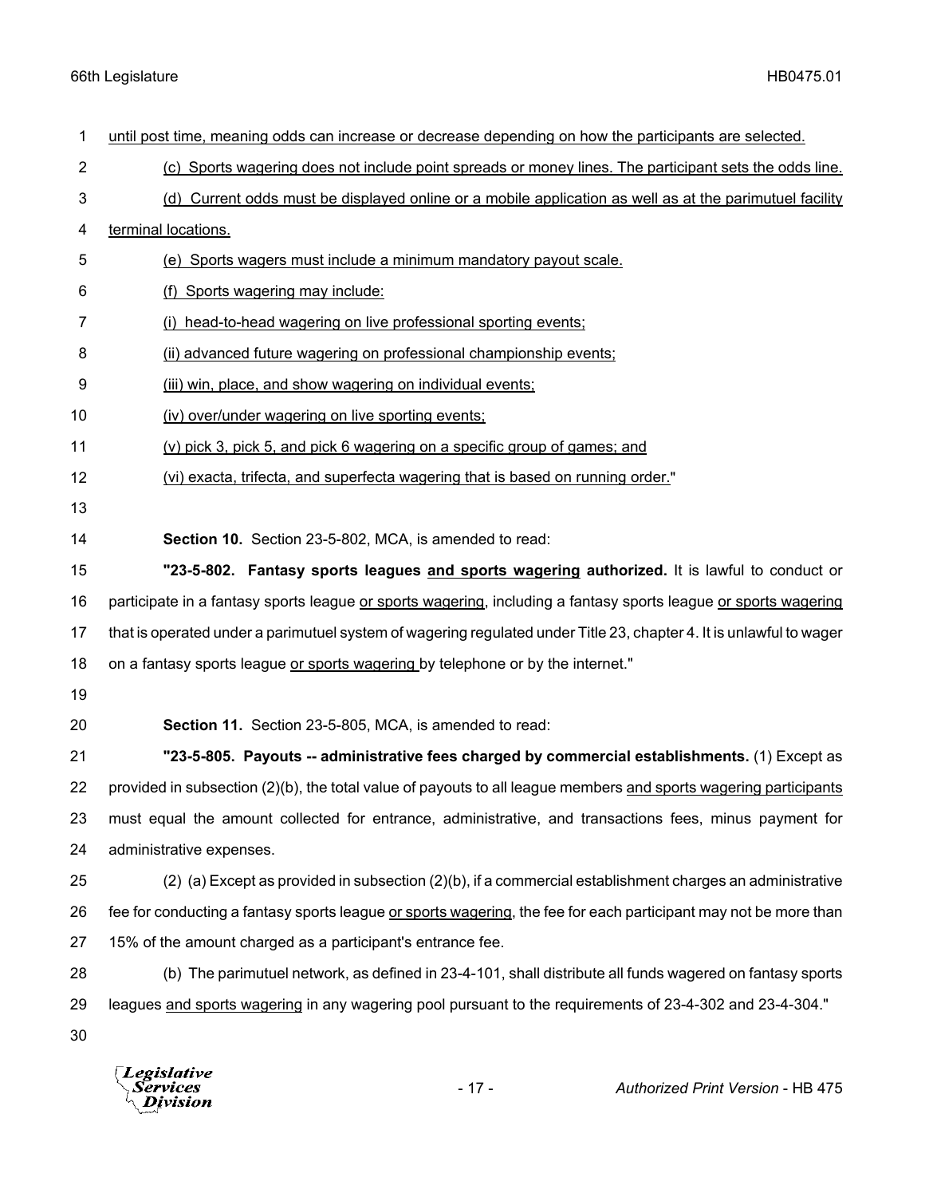until post time, meaning odds can increase or decrease depending on how the participants are selected.

(c) Sports wagering does not include point spreads or money lines. The participant sets the odds line.

(d) Current odds must be displayed online or a mobile application as well as at the parimutuel facility terminal locations.

(e) Sports wagers must include a minimum mandatory payout scale.

(f) Sports wagering may include:

(i) head-to-head wagering on live professional sporting events;

(ii) advanced future wagering on professional championship events;

(iii) win, place, and show wagering on individual events;

(iv) over/under wagering on live sporting events;

(v) pick 3, pick 5, and pick 6 wagering on a specific group of games; and

(vi) exacta, trifecta, and superfecta wagering that is based on running order."

**Section 10.** Section 23-5-802, MCA, is amended to read:

**"23-5-802. Fantasy sports leagues and sports wagering authorized.** It is lawful to conduct or participate in a fantasy sports league or sports wagering, including a fantasy sports league or sports wagering that is operated under a parimutuel system of wagering regulated under Title 23, chapter 4. It is unlawful to wager on a fantasy sports league or sports wagering by telephone or by the internet."

**Section 11.** Section 23-5-805, MCA, is amended to read:

**"23-5-805. Payouts -- administrative fees charged by commercial establishments.** (1) Except as provided in subsection (2)(b), the total value of payouts to all league members and sports wagering participants must equal the amount collected for entrance, administrative, and transactions fees, minus payment for administrative expenses.

(2) (a) Except as provided in subsection (2)(b), if a commercial establishment charges an administrative fee for conducting a fantasy sports league or sports wagering, the fee for each participant may not be more than 15% of the amount charged as a participant's entrance fee.

(b) The parimutuel network, as defined in 23-4-101, shall distribute all funds wagered on fantasy sports leagues and sports wagering in any wagering pool pursuant to the requirements of 23-4-302 and 23-4-304."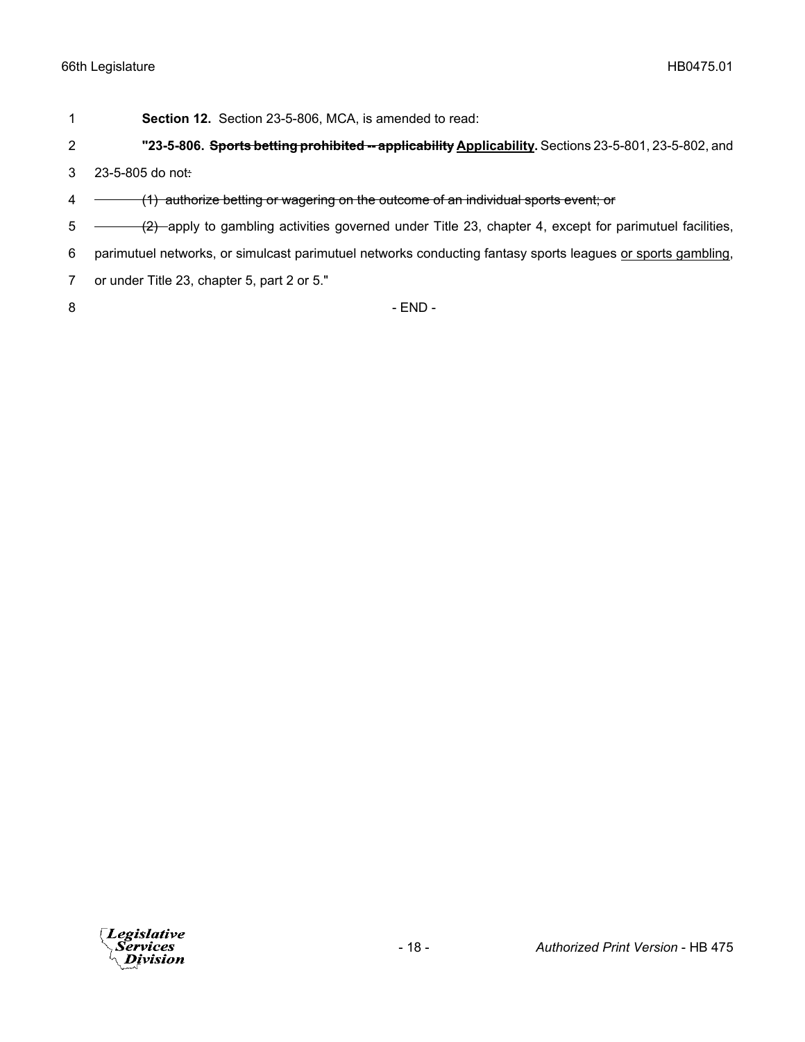**Section 12.** Section 23-5-806, MCA, is amended to read:

**"23-5-806. ~~Sports betting prohibited -- applicability~~ <u>Applicability</u>.** Sections 23-5-801, 23-5-802, and 23-5-805 do not~~:~~

~~(1) authorize betting or wagering on the outcome of an individual sports event; or~~

~~(2)~~ apply to gambling activities governed under Title 23, chapter 4, except for parimutuel facilities, parimutuel networks, or simulcast parimutuel networks conducting fantasy sports leagues <u>or sports gambling</u>, or under Title 23, chapter 5, part 2 or 5."

\- END -